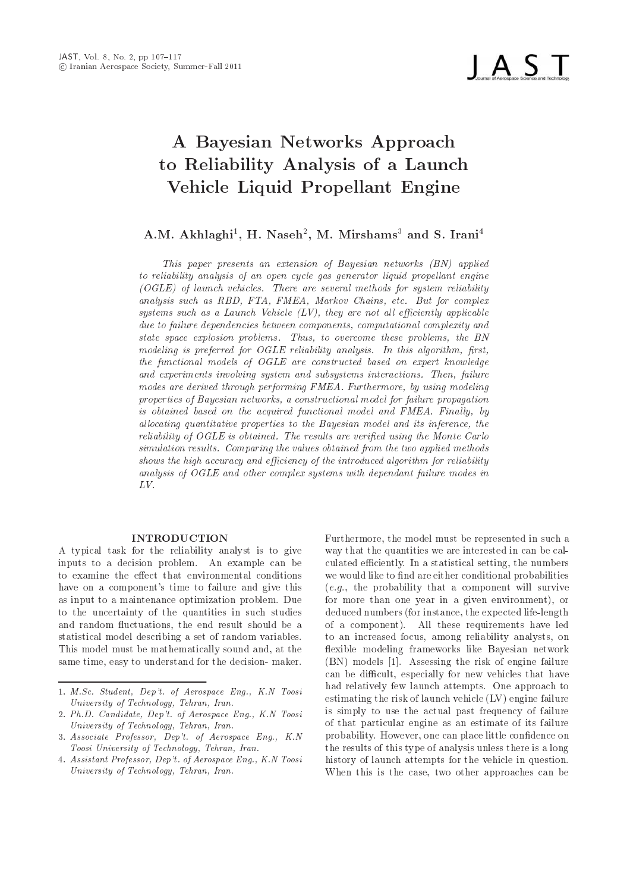# A Bayesian Networks Approach to Reliability Analysis of a Launch Vehicle Liquid Propellant Engine

**A.M. Akhlaghi[1], H. Naseh[2], M. Mirshams[3] and S. Irani[4]**

*This paper presents an extension of Bayesian networks (BN) applied to reliability analysis of an open cycle gas generator liquid propellant engine (OGLE) of launch vehicles. There are several methods for system reliability analysis such as RBD, FTA, FMEA, Markov Chains, etc. But for complex systems such as a Launch Vehicle (LV), they are not all efficiently applicable due to failure dependencies between components, computational complexity and state space explosion problems. Thus, to overcome these problems, the BN modeling is preferred for OGLE reliability analysis. In this algorithm, first, the functional models of OGLE are constructed based on expert knowledge and experiments involving system and subsystems interactions. Then, failure modes are derived through performing FMEA. Furthermore, by using modeling properties of Bayesian networks, a constructional model for failure propagation is obtained based on the acquired functional model and FMEA. Finally, by allocating quantitative properties to the Bayesian model and its inference, the reliability of OGLE is obtained. The results are verified using the Monte Carlo simulation results. Comparing the values obtained from the two applied methods shows the high accuracy and efficiency of the introduced algorithm for reliability analysis of OGLE and other complex systems with dependant failure modes in LV.*

## INTRODUCTION

A typical task for the reliability analyst is to give inputs to a decision problem. An example can be to examine the effect that environmental conditions have on a component's time to failure and give this as input to a maintenance optimization problem. Due to the uncertainty of the quantities in such studies and random fluctuations, the end result should be a statistical model describing a set of random variables. This model must be mathematically sound and, at the same time, easy to understand for the decision- maker.

Furthermore, the model must be represented in such a way that the quantities we are interested in can be calculated efficiently. In a statistical setting, the numbers we would like to find are either conditional probabilities (*e.g.*, the probability that a component will survive for more than one year in a given environment), or deduced numbers (for instance, the expected life-length of a component). All these requirements have led to an increased focus, among reliability analysts, on flexible modeling frameworks like Bayesian network (BN) models [1]. Assessing the risk of engine failure can be difficult, especially for new vehicles that have had relatively few launch attempts. One approach to estimating the risk of launch vehicle (LV) engine failure is simply to use the actual past frequency of failure of that particular engine as an estimate of its failure probability. However, one can place little confidence on the results of this type of analysis unless there is a long history of launch attempts for the vehicle in question. When this is the case, two other approaches can be

---

1. *M.Sc. Student, Dep't. of Aerospace Eng., K.N Toosi University of Technology, Tehran, Iran.*
2. *Ph.D. Candidate, Dep't. of Aerospace Eng., K.N Toosi University of Technology, Tehran, Iran.*
3. *Associate Professor, Dep't. of Aerospace Eng., K.N Toosi University of Technology, Tehran, Iran.*
4. *Assistant Professor, Dep't. of Aerospace Eng., K.N Toosi University of Technology, Tehran, Iran.*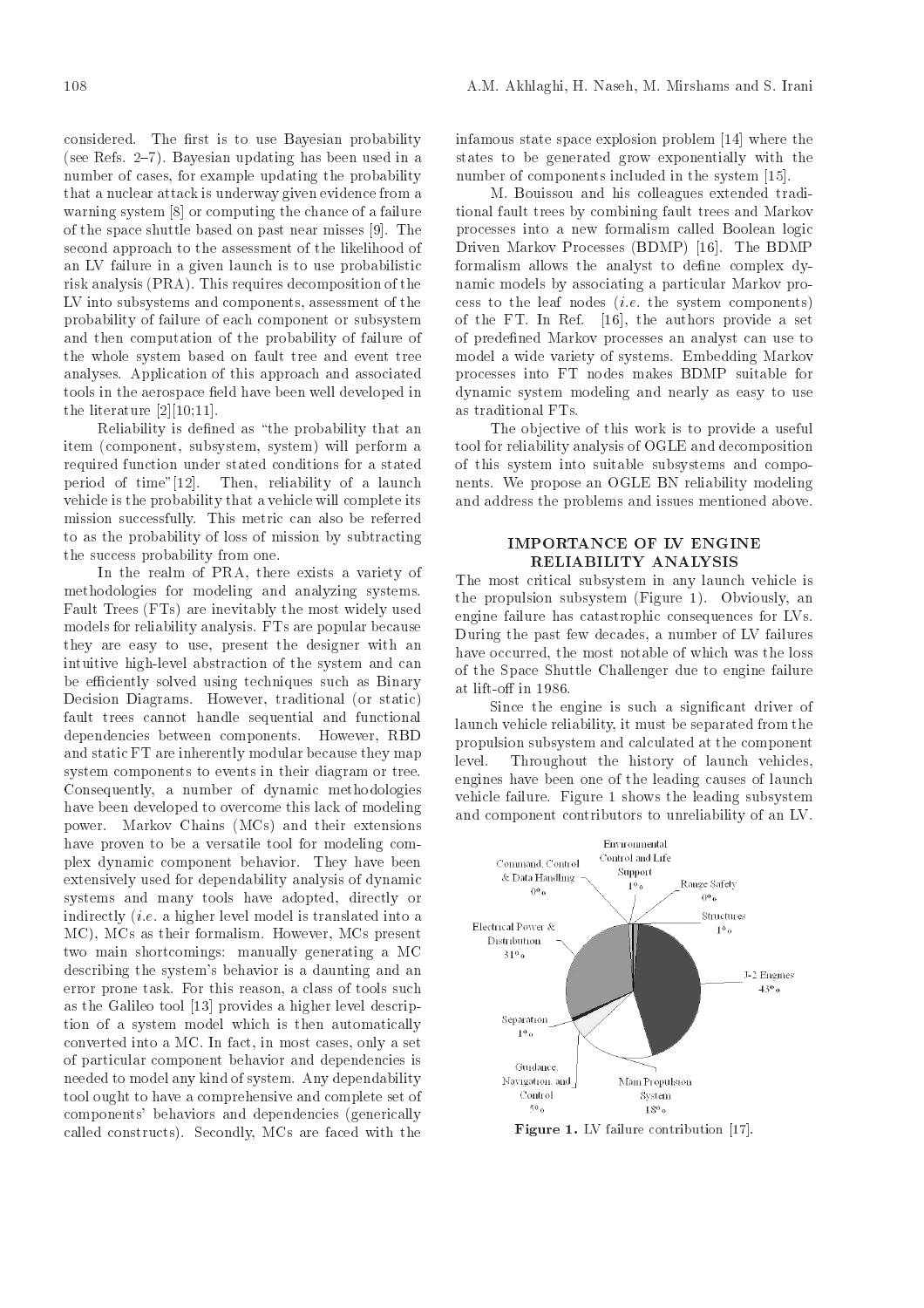considered. The first is to use Bayesian probability (see Refs. 2–7). Bayesian updating has been used in a number of cases, for example updating the probability that a nuclear attack is underway given evidence from a warning system [8] or computing the chance of a failure of the space shuttle based on past near misses [9]. The second approach to the assessment of the likelihood of an LV failure in a given launch is to use probabilistic risk analysis (PRA). This requires decomposition of the LV into subsystems and components, assessment of the probability of failure of each component or subsystem and then computation of the probability of failure of the whole system based on fault tree and event tree analyses. Application of this approach and associated tools in the aerospace field have been well developed in the literature [2][10;11].

Reliability is defined as "the probability that an item (component, subsystem, system) will perform a required function under stated conditions for a stated period of time"[12]. Then, reliability of a launch vehicle is the probability that a vehicle will complete its mission successfully. This metric can also be referred to as the probability of loss of mission by subtracting the success probability from one.

In the realm of PRA, there exists a variety of methodologies for modeling and analyzing systems. Fault Trees (FTs) are inevitably the most widely used models for reliability analysis. FTs are popular because they are easy to use, present the designer with an intuitive high-level abstraction of the system and can be efficiently solved using techniques such as Binary Decision Diagrams. However, traditional (or static) fault trees cannot handle sequential and functional dependencies between components. However, RBD and static FT are inherently modular because they map system components to events in their diagram or tree. Consequently, a number of dynamic methodologies have been developed to overcome this lack of modeling power. Markov Chains (MCs) and their extensions have proven to be a versatile tool for modeling complex dynamic component behavior. They have been extensively used for dependability analysis of dynamic systems and many tools have adopted, directly or indirectly (*i.e.* a higher level model is translated into a MC), MCs as their formalism. However, MCs present two main shortcomings: manually generating a MC describing the system's behavior is a daunting and an error prone task. For this reason, a class of tools such as the Galileo tool [13] provides a higher level description of a system model which is then automatically converted into a MC. In fact, in most cases, only a set of particular component behavior and dependencies is needed to model any kind of system. Any dependability tool ought to have a comprehensive and complete set of components' behaviors and dependencies (generically called constructs). Secondly, MCs are faced with the infamous state space explosion problem [14] where the states to be generated grow exponentially with the number of components included in the system [15].

M. Bouissou and his colleagues extended traditional fault trees by combining fault trees and Markov processes into a new formalism called Boolean logic Driven Markov Processes (BDMP) [16]. The BDMP formalism allows the analyst to define complex dynamic models by associating a particular Markov process to the leaf nodes (*i.e.* the system components) of the FT. In Ref. [16], the authors provide a set of predefined Markov processes an analyst can use to model a wide variety of systems. Embedding Markov processes into FT nodes makes BDMP suitable for dynamic system modeling and nearly as easy to use as traditional FTs.

The objective of this work is to provide a useful tool for reliability analysis of OGLE and decomposition of this system into suitable subsystems and components. We propose an OGLE BN reliability modeling and address the problems and issues mentioned above.

## IMPORTANCE OF LV ENGINE RELIABILITY ANALYSIS

The most critical subsystem in any launch vehicle is the propulsion subsystem (Figure 1). Obviously, an engine failure has catastrophic consequences for LVs. During the past few decades, a number of LV failures have occurred, the most notable of which was the loss of the Space Shuttle Challenger due to engine failure at lift-off in 1986.

Since the engine is such a significant driver of launch vehicle reliability, it must be separated from the propulsion subsystem and calculated at the component level. Throughout the history of launch vehicles, engines have been one of the leading causes of launch vehicle failure. Figure 1 shows the leading subsystem and component contributors to unreliability of an LV.

**Figure 1.** LV failure contribution [17].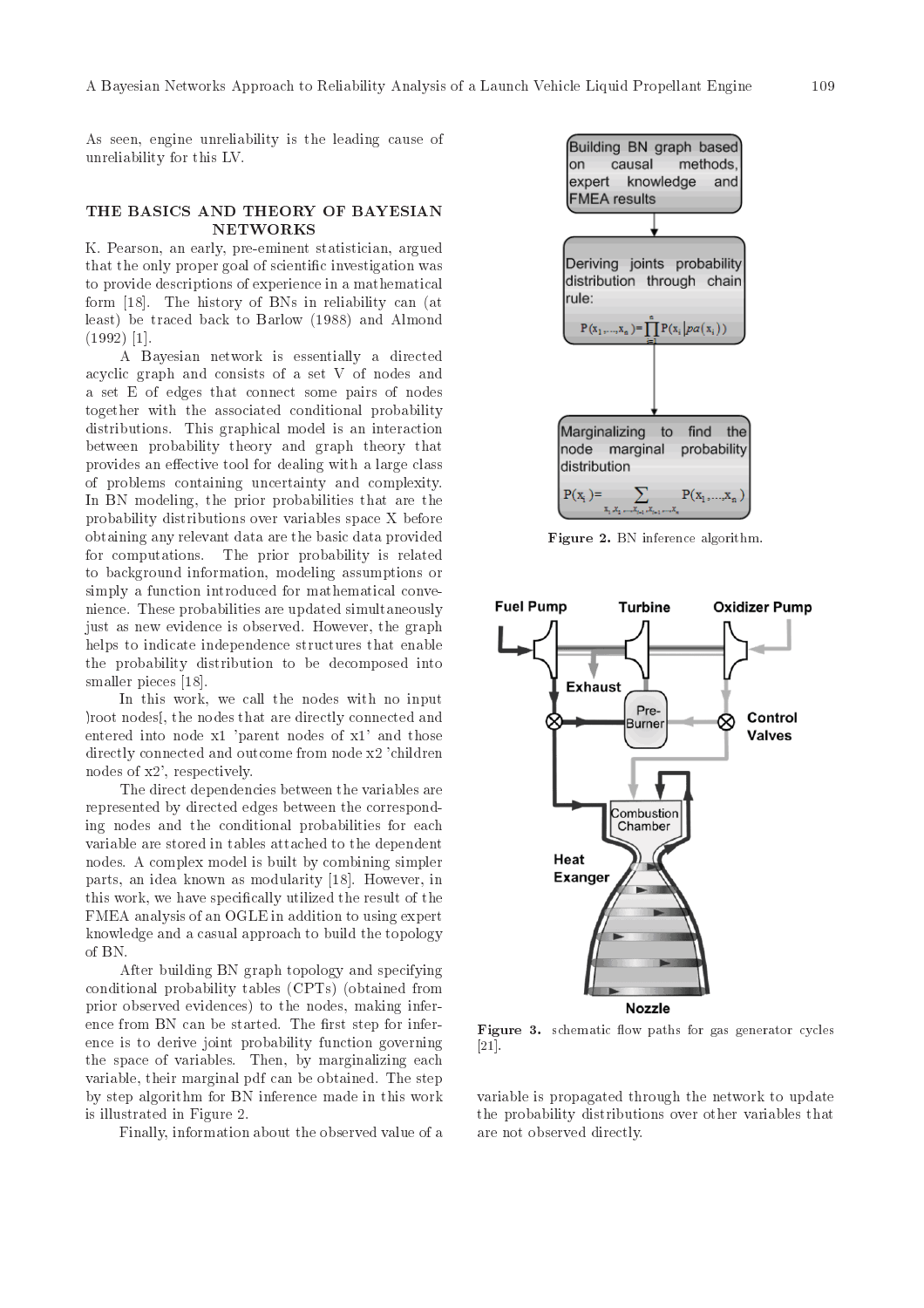As seen, engine unreliability is the leading cause of unreliability for this LV.

## THE BASICS AND THEORY OF BAYESIAN NETWORKS

K. Pearson, an early, pre-eminent statistician, argued that the only proper goal of scientific investigation was to provide descriptions of experience in a mathematical form [18]. The history of BNs in reliability can (at least) be traced back to Barlow (1988) and Almond (1992) [1].

A Bayesian network is essentially a directed acyclic graph and consists of a set V of nodes and a set E of edges that connect some pairs of nodes together with the associated conditional probability distributions. This graphical model is an interaction between probability theory and graph theory that provides an effective tool for dealing with a large class of problems containing uncertainty and complexity. In BN modeling, the prior probabilities that are the probability distributions over variables space X before obtaining any relevant data are the basic data provided for computations. The prior probability is related to background information, modeling assumptions or simply a function introduced for mathematical convenience. These probabilities are updated simultaneously just as new evidence is observed. However, the graph helps to indicate independence structures that enable the probability distribution to be decomposed into smaller pieces [18].

In this work, we call the nodes with no input )root nodes[, the nodes that are directly connected and entered into node x1 'parent nodes of x1' and those directly connected and outcome from node x2 'children nodes of x2', respectively.

The direct dependencies between the variables are represented by directed edges between the corresponding nodes and the conditional probabilities for each variable are stored in tables attached to the dependent nodes. A complex model is built by combining simpler parts, an idea known as modularity [18]. However, in this work, we have specifically utilized the result of the FMEA analysis of an OGLE in addition to using expert knowledge and a casual approach to build the topology of BN.

After building BN graph topology and specifying conditional probability tables (CPTs) (obtained from prior observed evidences) to the nodes, making inference from BN can be started. The first step for inference is to derive joint probability function governing the space of variables. Then, by marginalizing each variable, their marginal pdf can be obtained. The step by step algorithm for BN inference made in this work is illustrated in Figure 2.

Finally, information about the observed value of a variable is propagated through the network to update the probability distributions over other variables that are not observed directly.

Building BN graph based on causal methods, expert knowledge and FMEA results

Deriving joints probability distribution through chain rule:

$$P(x_1,\ldots,x_n)=\prod_{i=1}^{n}P(x_i|pa(x_i))$$

Marginalizing to find the node marginal probability distribution

$$P(x_i)=\sum_{x_1,x_2,\ldots,x_{i-1},x_{i+1},\ldots,x_n}P(x_1,\ldots,x_n)$$

**Figure 2.** BN inference algorithm.

**Figure 3.** schematic flow paths for gas generator cycles [21].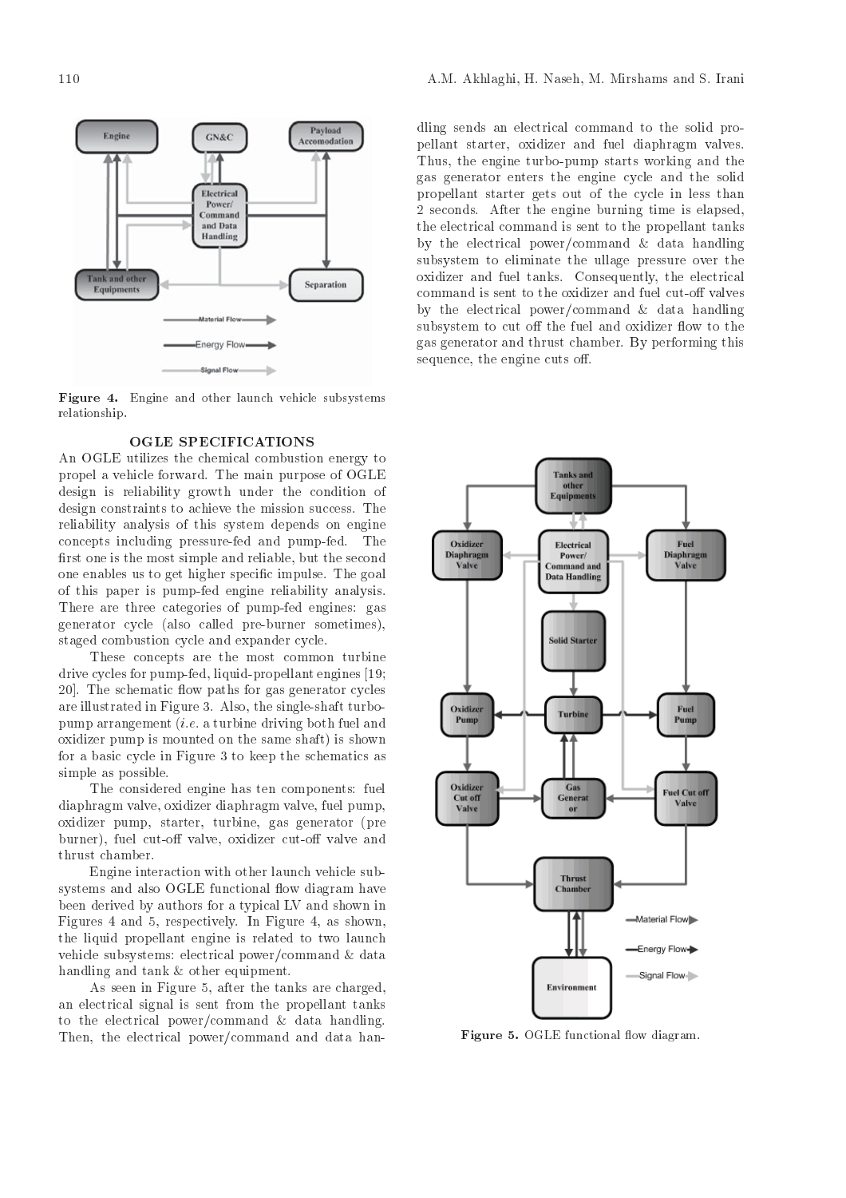Figure 4. Engine and other launch vehicle subsystems relationship.

## OGLE SPECIFICATIONS

An OGLE utilizes the chemical combustion energy to propel a vehicle forward. The main purpose of OGLE design is reliability growth under the condition of design constraints to achieve the mission success. The reliability analysis of this system depends on engine concepts including pressure-fed and pump-fed. The first one is the most simple and reliable, but the second one enables us to get higher specific impulse. The goal of this paper is pump-fed engine reliability analysis. There are three categories of pump-fed engines: gas generator cycle (also called pre-burner sometimes), staged combustion cycle and expander cycle.

These concepts are the most common turbine drive cycles for pump-fed, liquid-propellant engines [19; 20]. The schematic flow paths for gas generator cycles are illustrated in Figure 3. Also, the single-shaft turbopump arrangement (*i.e.* a turbine driving both fuel and oxidizer pump is mounted on the same shaft) is shown for a basic cycle in Figure 3 to keep the schematics as simple as possible.

The considered engine has ten components: fuel diaphragm valve, oxidizer diaphragm valve, fuel pump, oxidizer pump, starter, turbine, gas generator (pre burner), fuel cut-off valve, oxidizer cut-off valve and thrust chamber.

Engine interaction with other launch vehicle subsystems and also OGLE functional flow diagram have been derived by authors for a typical LV and shown in Figures 4 and 5, respectively. In Figure 4, as shown, the liquid propellant engine is related to two launch vehicle subsystems: electrical power/command & data handling and tank & other equipment.

As seen in Figure 5, after the tanks are charged, an electrical signal is sent from the propellant tanks to the electrical power/command & data handling. Then, the electrical power/command and data handling sends an electrical command to the solid propellant starter, oxidizer and fuel diaphragm valves. Thus, the engine turbo-pump starts working and the gas generator enters the engine cycle and the solid propellant starter gets out of the cycle in less than 2 seconds. After the engine burning time is elapsed, the electrical command is sent to the propellant tanks by the electrical power/command & data handling subsystem to eliminate the ullage pressure over the oxidizer and fuel tanks. Consequently, the electrical command is sent to the oxidizer and fuel cut-off valves by the electrical power/command & data handling subsystem to cut off the fuel and oxidizer flow to the gas generator and thrust chamber. By performing this sequence, the engine cuts off.

Figure 5. OGLE functional flow diagram.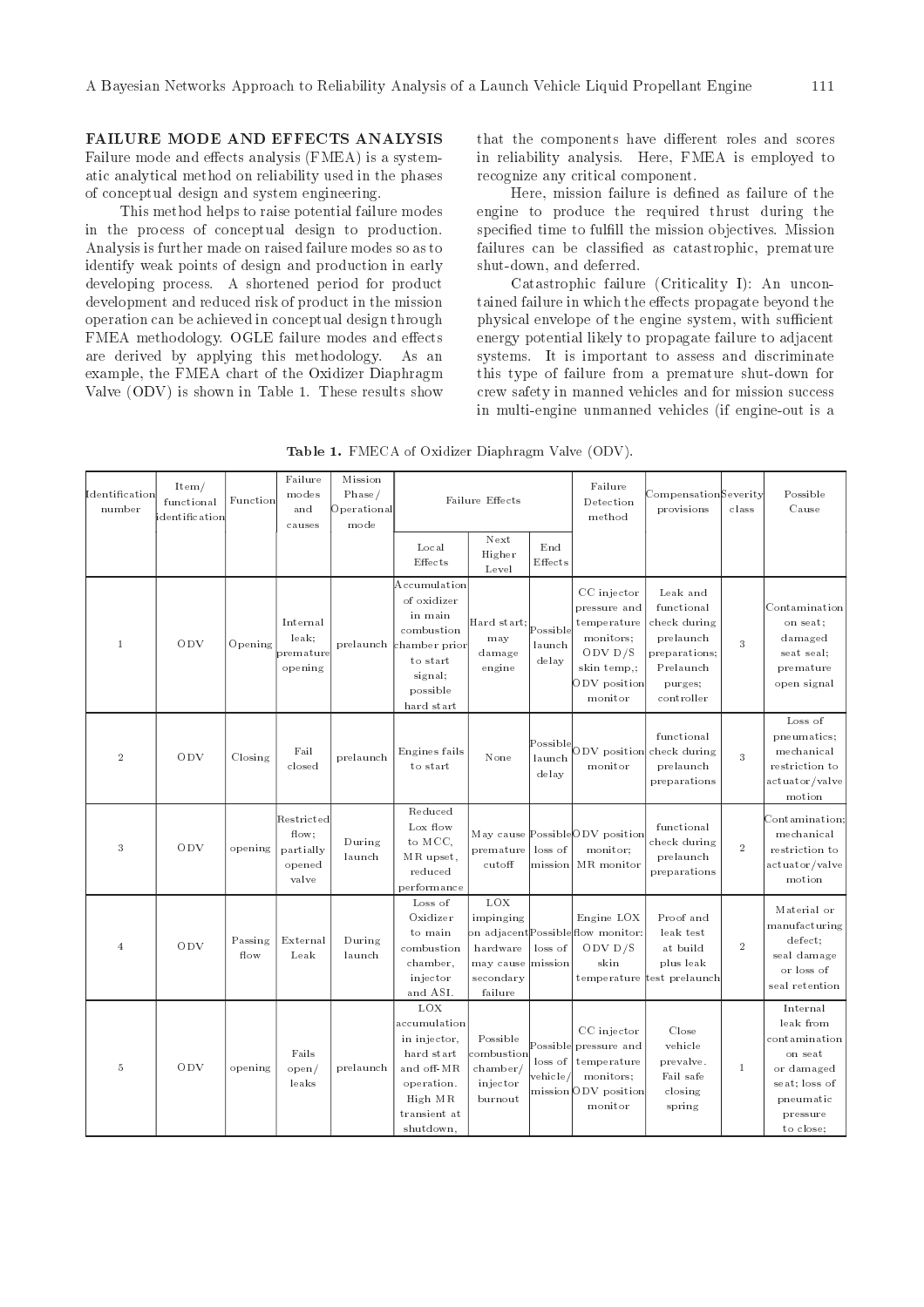## FAILURE MODE AND EFFECTS ANALYSIS

Failure mode and effects analysis (FMEA) is a systematic analytical method on reliability used in the phases of conceptual design and system engineering.

This method helps to raise potential failure modes in the process of conceptual design to production. Analysis is further made on raised failure modes so as to identify weak points of design and production in early developing process. A shortened period for product development and reduced risk of product in the mission operation can be achieved in conceptual design through FMEA methodology. OGLE failure modes and effects are derived by applying this methodology. As an example, the FMEA chart of the Oxidizer Diaphragm Valve (ODV) is shown in Table 1. These results show that the components have different roles and scores in reliability analysis. Here, FMEA is employed to recognize any critical component.

Here, mission failure is defined as failure of the engine to produce the required thrust during the specified time to fulfill the mission objectives. Mission failures can be classified as catastrophic, premature shut-down, and deferred.

Catastrophic failure (Criticality I): An uncontained failure in which the effects propagate beyond the physical envelope of the engine system, with sufficient energy potential likely to propagate failure to adjacent systems. It is important to assess and discriminate this type of failure from a premature shut-down for crew safety in manned vehicles and for mission success in multi-engine unmanned vehicles (if engine-out is a

**Table 1.** FMECA of Oxidizer Diaphragm Valve (ODV).

| Identification number | Item/ functional identification | Function | Failure modes and causes | Mission Phase/ Operational mode | Failure Effects | | | Failure Detection method | Compensation provisions | Severity class | Possible Cause |
|---|---|---|---|---|---|---|---|---|---|---|---|
| | | | | | Local Effects | Next Higher Level | End Effects | | | | |
| 1 | ODV | Opening | Internal leak; premature opening | prelaunch | Accumulation of oxidizer in main combustion chamber prior to start signal; possible hard start | Hard start; may damage engine | Possible launch delay | CC injector pressure and temperature monitors; ODV D/S skin temp,; ODV position monitor | Leak and functional check during prelaunch preparations; Prelaunch purges; controller | 3 | Contamination on seat; damaged seat seal; premature open signal |
| 2 | ODV | Closing | Fail closed | prelaunch | Engines fails to start | None | Possible launch delay | ODV position monitor | functional check during prelaunch preparations | 3 | Loss of pneumatics; mechanical restriction to actuator/valve motion |
| 3 | ODV | opening | Restricted flow; partially opened valve | During launch | Reduced Lox flow to MCC, MR upset, reduced performance | May cause premature cutoff | Possible loss of mission | ODV position monitor; MR monitor | functional check during prelaunch preparations | 2 | Contamination; mechanical restriction to actuator/valve motion |
| 4 | ODV | Passing flow | External Leak | During launch | Loss of Oxidizer to main combustion chamber, injector and ASI. | LOX impinging on adjacent hardware may cause secondary failure | Possible loss of mission | Engine LOX flow monitor: ODV D/S skin temperature | Proof and leak test at build plus leak test prelaunch | 2 | Material or manufacturing defect; seal damage or loss of seal retention |
| 5 | ODV | opening | Fails open/ leaks | prelaunch | LOX accumulation in injector, hard start and off-MR operation. High MR transient at shutdown, | Possible combustion chamber/ injector burnout | Possible loss of vehicle/ mission | CC injector pressure and temperature monitors; ODV position monitor | Close vehicle prevalve. Fail safe closing spring | 1 | Internal leak from contamination on seat or damaged seat; loss of pneumatic pressure to close; |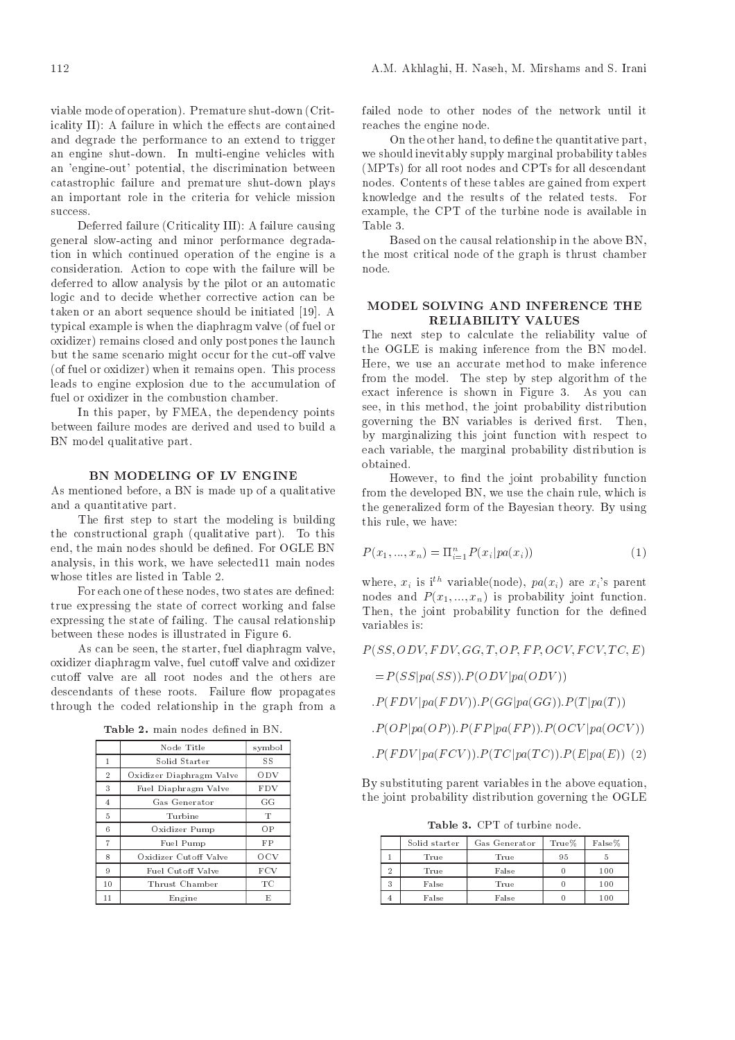viable mode of operation). Premature shut-down (Criticality II): A failure in which the effects are contained and degrade the performance to an extend to trigger an engine shut-down. In multi-engine vehicles with an 'engine-out' potential, the discrimination between catastrophic failure and premature shut-down plays an important role in the criteria for vehicle mission success.

Deferred failure (Criticality III): A failure causing general slow-acting and minor performance degradation in which continued operation of the engine is a consideration. Action to cope with the failure will be deferred to allow analysis by the pilot or an automatic logic and to decide whether corrective action can be taken or an abort sequence should be initiated [19]. A typical example is when the diaphragm valve (of fuel or oxidizer) remains closed and only postpones the launch but the same scenario might occur for the cut-off valve (of fuel or oxidizer) when it remains open. This process leads to engine explosion due to the accumulation of fuel or oxidizer in the combustion chamber.

In this paper, by FMEA, the dependency points between failure modes are derived and used to build a BN model qualitative part.

## BN MODELING OF LV ENGINE

As mentioned before, a BN is made up of a qualitative and a quantitative part.

The first step to start the modeling is building the constructional graph (qualitative part). To this end, the main nodes should be defined. For OGLE BN analysis, in this work, we have selected11 main nodes whose titles are listed in Table 2.

For each one of these nodes, two states are defined: true expressing the state of correct working and false expressing the state of failing. The causal relationship between these nodes is illustrated in Figure 6.

As can be seen, the starter, fuel diaphragm valve, oxidizer diaphragm valve, fuel cutoff valve and oxidizer cutoff valve are all root nodes and the others are descendants of these roots. Failure flow propagates through the coded relationship in the graph from a failed node to other nodes of the network until it reaches the engine node.

**Table 2.** main nodes defined in BN.

| | Node Title | symbol |
|---|---|---|
| 1 | Solid Starter | SS |
| 2 | Oxidizer Diaphragm Valve | ODV |
| 3 | Fuel Diaphragm Valve | FDV |
| 4 | Gas Generator | GG |
| 5 | Turbine | T |
| 6 | Oxidizer Pump | OP |
| 7 | Fuel Pump | FP |
| 8 | Oxidizer Cutoff Valve | OCV |
| 9 | Fuel Cutoff Valve | FCV |
| 10 | Thrust Chamber | TC |
| 11 | Engine | E |

On the other hand, to define the quantitative part, we should inevitably supply marginal probability tables (MPTs) for all root nodes and CPTs for all descendant nodes. Contents of these tables are gained from expert knowledge and the results of the related tests. For example, the CPT of the turbine node is available in Table 3.

Based on the causal relationship in the above BN, the most critical node of the graph is thrust chamber node.

## MODEL SOLVING AND INFERENCE THE RELIABILITY VALUES

The next step to calculate the reliability value of the OGLE is making inference from the BN model. Here, we use an accurate method to make inference from the model. The step by step algorithm of the exact inference is shown in Figure 3. As you can see, in this method, the joint probability distribution governing the BN variables is derived first. Then, by marginalizing this joint function with respect to each variable, the marginal probability distribution is obtained.

However, to find the joint probability function from the developed BN, we use the chain rule, which is the generalized form of the Bayesian theory. By using this rule, we have:

$$P(x_1, ..., x_n) = \Pi_{i=1}^{n} P(x_i|pa(x_i)) \tag{1}$$

where, $x_i$ is i$^{th}$ variable(node), $pa(x_i)$ are $x_i$'s parent nodes and $P(x_1, ..., x_n)$ is probability joint function. Then, the joint probability function for the defined variables is:

$$\begin{aligned}
&P(SS, ODV, FDV, GG, T, OP, FP, OCV, FCV, TC, E) \\
&= P(SS|pa(SS)).P(ODV|pa(ODV)) \\
&.P(FDV|pa(FDV)).P(GG|pa(GG)).P(T|pa(T)) \\
&.P(OP|pa(OP)).P(FP|pa(FP)).P(OCV|pa(OCV)) \\
&.P(FDV|pa(FCV)).P(TC|pa(TC)).P(E|pa(E)) \quad (2)
\end{aligned}$$

By substituting parent variables in the above equation, the joint probability distribution governing the OGLE

**Table 3.** CPT of turbine node.

| | Solid starter | Gas Generator | True% | False% |
|---|---|---|---|---|
| 1 | True | True | 95 | 5 |
| 2 | True | False | 0 | 100 |
| 3 | False | True | 0 | 100 |
| 4 | False | False | 0 | 100 |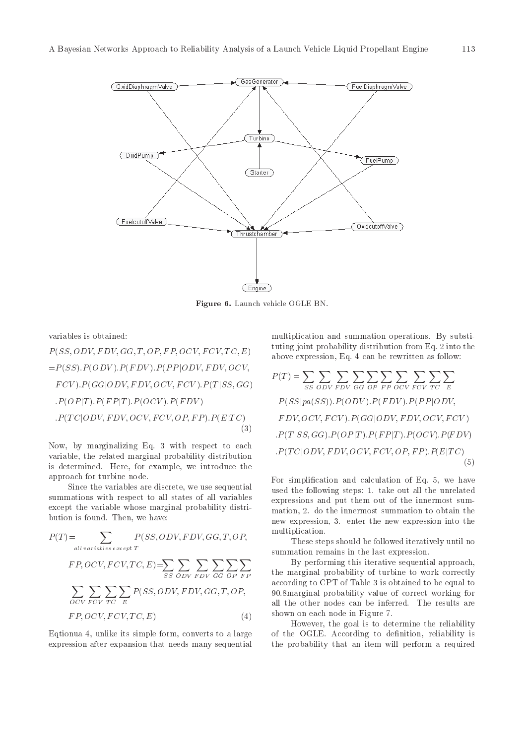Figure 6. Launch vehicle OGLE BN.

variables is obtained:

$$
\begin{aligned}
&P(SS, ODV, FDV, GG, T, OP, FP, OCV, FCV, TC, E) \\
&= P(SS).P(ODV).P(FDV).P(PP|ODV, FDV, OCV, \\
&\quad FCV).P(GG|ODV, FDV, OCV, FCV).P(T|SS, GG) \\
&\quad .P(OP|T).P(FP|T).P(OCV).P(FDV) \\
&\quad .P(TC|ODV, FDV, OCV, FCV, OP, FP).P(E|TC)
\end{aligned}
\tag{3}
$$

Now, by marginalizing Eq. 3 with respect to each variable, the related marginal probability distribution is determined. Here, for example, we introduce the approach for turbine node.

Since the variables are discrete, we use sequential summations with respect to all states of all variables except the variable whose marginal probability distribution is found. Then, we have:

$$
\begin{aligned}
P(T) &= \sum_{all\,variables\,except\,T} P(SS, ODV, FDV, GG, T, OP, \\
&\quad FP, OCV, FCV, TC, E) = \sum_{SS}\sum_{ODV}\sum_{FDV}\sum_{GG}\sum_{OP}\sum_{FP} \\
&\quad \sum_{OCV}\sum_{FCV}\sum_{TC}\sum_{E} P(SS, ODV, FDV, GG, T, OP, \\
&\quad FP, OCV, FCV, TC, E)
\end{aligned}
\tag{4}
$$

Eqtionua 4, unlike its simple form, converts to a large expression after expansion that needs many sequential multiplication and summation operations. By substituting joint probability distribution from Eq. 2 into the above expression, Eq. 4 can be rewritten as follow:

$$
\begin{aligned}
P(T) &= \sum_{SS}\sum_{ODV}\sum_{FDV}\sum_{GG}\sum_{OP}\sum_{FP}\sum_{OCV}\sum_{FCV}\sum_{TC}\sum_{E} \\
&\quad P(SS|pa(SS)).P(ODV).P(FDV).P(PP|ODV, \\
&\quad FDV, OCV, FCV).P(GG|ODV, FDV, OCV, FCV) \\
&\quad .P(T|SS, GG).P(OP|T).P(FP|T).P(OCV).P(FDV) \\
&\quad .P(TC|ODV, FDV, OCV, FCV, OP, FP).P(E|TC)
\end{aligned}
\tag{5}
$$

For simplification and calculation of Eq. 5, we have used the following steps: 1. take out all the unrelated expressions and put them out of the innermost summation, 2. do the innermost summation to obtain the new expression, 3. enter the new expression into the multiplication.

These steps should be followed iteratively until no summation remains in the last expression.

By performing this iterative sequential approach, the marginal probability of turbine to work correctly according to CPT of Table 3 is obtained to be equal to 90.8marginal probability value of correct working for all the other nodes can be inferred. The results are shown on each node in Figure 7.

However, the goal is to determine the reliability of the OGLE. According to definition, reliability is the probability that an item will perform a required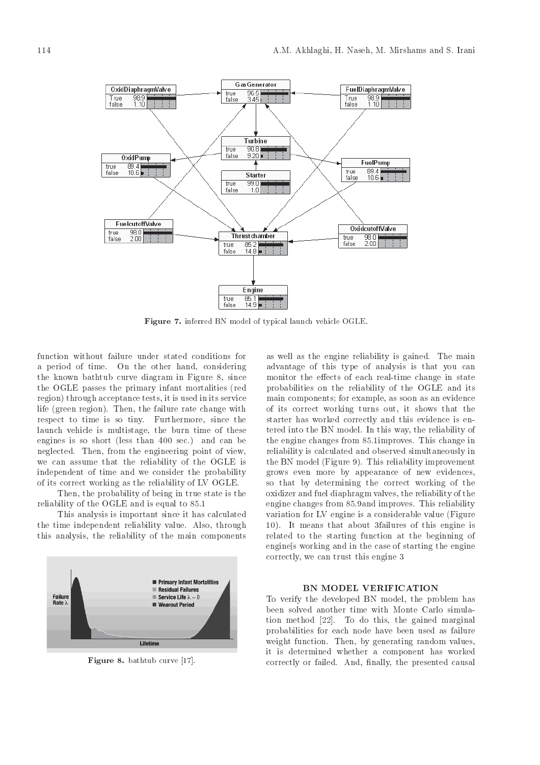Figure 7. inferred BN model of typical launch vehicle OGLE.

function without failure under stated conditions for a period of time. On the other hand, considering the known bathtub curve diagram in Figure 8, since the OGLE passes the primary infant mortalities (red region) through acceptance tests, it is used in its service life (green region). Then, the failure rate change with respect to time is so tiny. Furthermore, since the launch vehicle is multistage, the burn time of these engines is so short (less than 400 sec.) and can be neglected. Then, from the engineering point of view, we can assume that the reliability of the OGLE is independent of time and we consider the probability of its correct working as the reliability of LV OGLE.

Then, the probability of being in true state is the reliability of the OGLE and is equal to 85.1

This analysis is important since it has calculated the time independent reliability value. Also, through this analysis, the reliability of the main components as well as the engine reliability is gained. The main advantage of this type of analysis is that you can monitor the effects of each real-time change in state probabilities on the reliability of the OGLE and its main components; for example, as soon as an evidence of its correct working turns out, it shows that the starter has worked correctly and this evidence is entered into the BN model. In this way, the reliability of the engine changes from 85.1improves. This change in reliability is calculated and observed simultaneously in the BN model (Figure 9). This reliability improvement grows even more by appearance of new evidences, so that by determining the correct working of the oxidizer and fuel diaphragm valves, the reliability of the engine changes from 85.9and improves. This reliability variation for LV engine is a considerable value (Figure 10). It means that about 3failures of this engine is related to the starting function at the beginning of engine[s working and in the case of starting the engine correctly, we can trust this engine 3

Figure 8. bathtub curve [17].

## BN MODEL VERIFICATION

To verify the developed BN model, the problem has been solved another time with Monte Carlo simulation method [22]. To do this, the gained marginal probabilities for each node have been used as failure weight function. Then, by generating random values, it is determined whether a component has worked correctly or failed. And, finally, the presented causal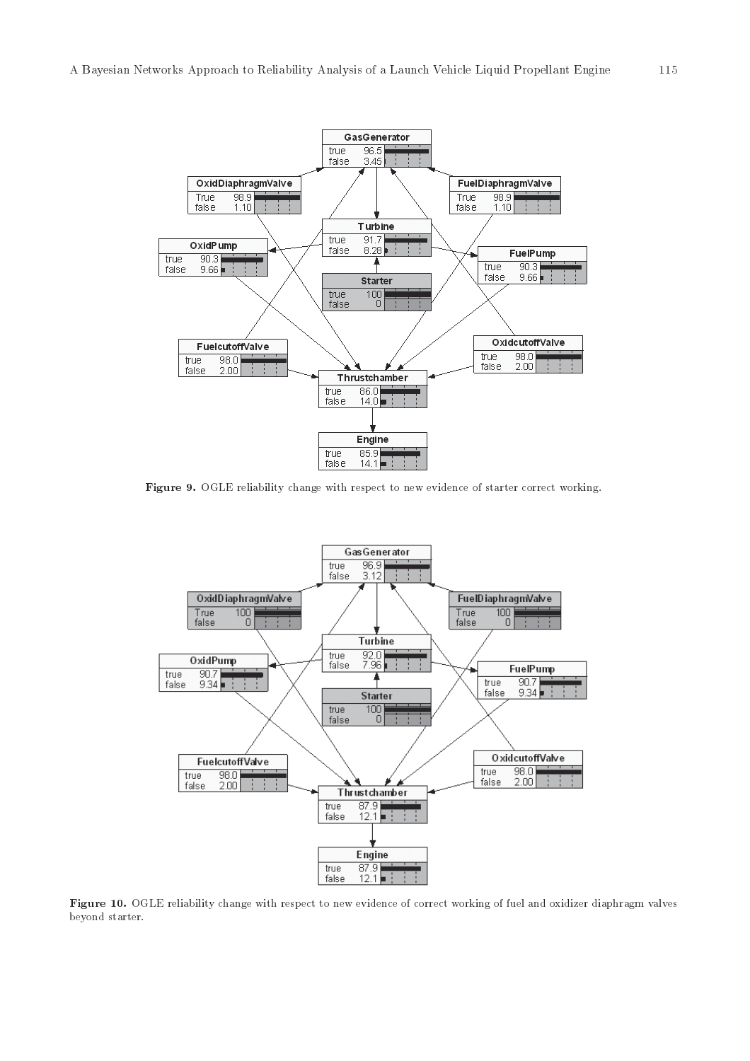Figure 9. OGLE reliability change with respect to new evidence of starter correct working.

Figure 10. OGLE reliability change with respect to new evidence of correct working of fuel and oxidizer diaphragm valves beyond starter.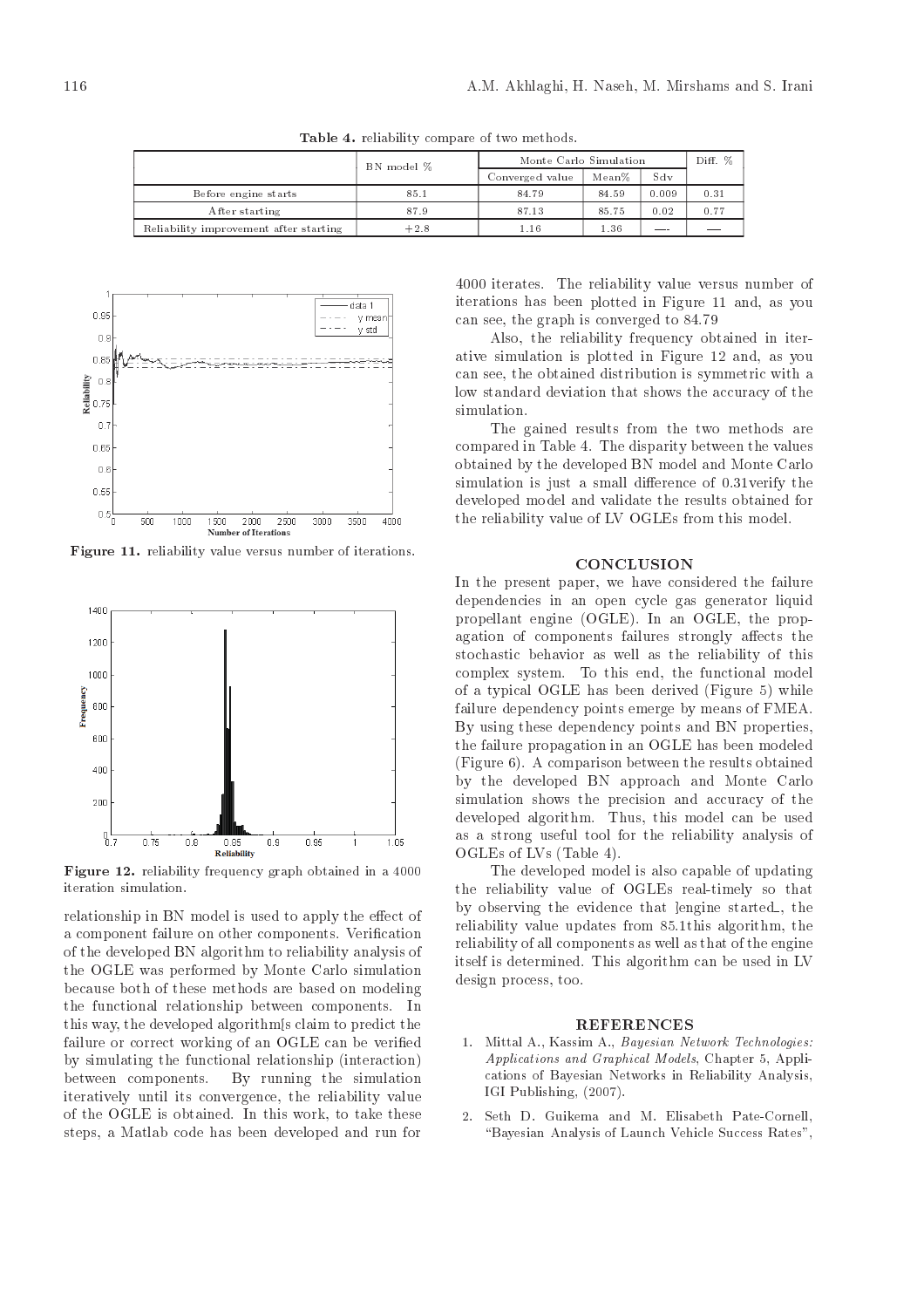Table 4. reliability compare of two methods.

| | BN model % | Monte Carlo Simulation | | | Diff. % |
|---|---|---|---|---|---|
| | | Converged value | Mean% | Sdv | |
| Before engine starts | 85.1 | 84.79 | 84.59 | 0.009 | 0.31 |
| After starting | 87.9 | 87.13 | 85.75 | 0.02 | 0.77 |
| Reliability improvement after starting | +2.8 | 1.16 | 1.36 | —- | — |

Figure 11. reliability value versus number of iterations.

Figure 12. reliability frequency graph obtained in a 4000 iteration simulation.

relationship in BN model is used to apply the effect of a component failure on other components. Verification of the developed BN algorithm to reliability analysis of the OGLE was performed by Monte Carlo simulation because both of these methods are based on modeling the functional relationship between components. In this way, the developed algorithm[s claim to predict the failure or correct working of an OGLE can be verified by simulating the functional relationship (interaction) between components. By running the simulation iteratively until its convergence, the reliability value of the OGLE is obtained. In this work, to take these steps, a Matlab code has been developed and run for 4000 iterates. The reliability value versus number of iterations has been plotted in Figure 11 and, as you can see, the graph is converged to 84.79

Also, the reliability frequency obtained in iterative simulation is plotted in Figure 12 and, as you can see, the obtained distribution is symmetric with a low standard deviation that shows the accuracy of the simulation.

The gained results from the two methods are compared in Table 4. The disparity between the values obtained by the developed BN model and Monte Carlo simulation is just a small difference of 0.31verify the developed model and validate the results obtained for the reliability value of LV OGLEs from this model.

## CONCLUSION

In the present paper, we have considered the failure dependencies in an open cycle gas generator liquid propellant engine (OGLE). In an OGLE, the propagation of components failures strongly affects the stochastic behavior as well as the reliability of this complex system. To this end, the functional model of a typical OGLE has been derived (Figure 5) while failure dependency points emerge by means of FMEA. By using these dependency points and BN properties, the failure propagation in an OGLE has been modeled (Figure 6). A comparison between the results obtained by the developed BN approach and Monte Carlo simulation shows the precision and accuracy of the developed algorithm. Thus, this model can be used as a strong useful tool for the reliability analysis of OGLEs of LVs (Table 4).

The developed model is also capable of updating the reliability value of OGLEs real-timely so that by observing the evidence that ]engine started_, the reliability value updates from 85.1this algorithm, the reliability of all components as well as that of the engine itself is determined. This algorithm can be used in LV design process, too.

## REFERENCES

1. Mittal A., Kassim A., *Bayesian Network Technologies: Applications and Graphical Models*, Chapter 5, Applications of Bayesian Networks in Reliability Analysis, IGI Publishing, (2007).
2. Seth D. Guikema and M. Elisabeth Pate-Cornell, "Bayesian Analysis of Launch Vehicle Success Rates",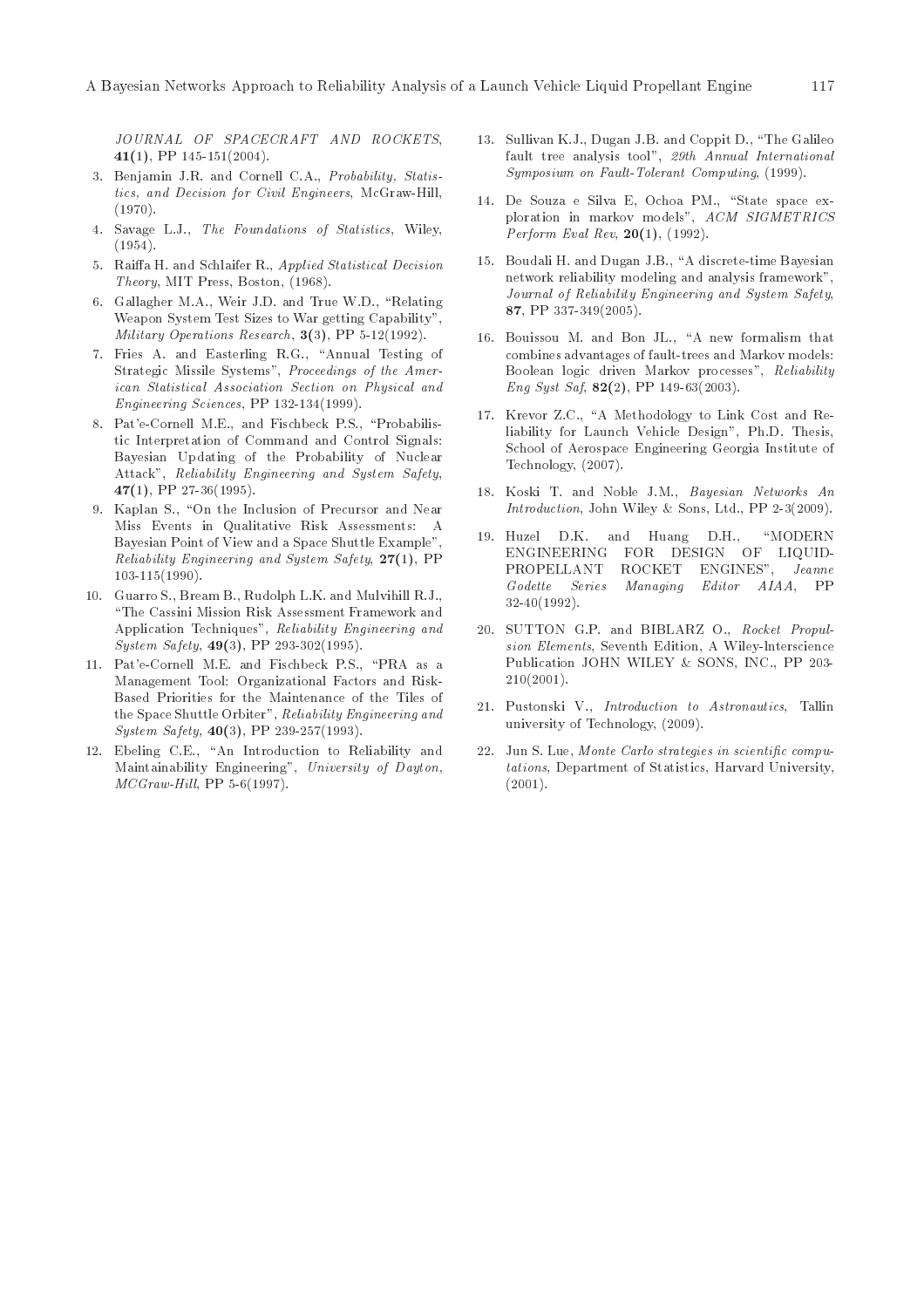*JOURNAL OF SPACECRAFT AND ROCKETS*, **41(1)**, PP 145-151(2004).

3. Benjamin J.R. and Cornell C.A., *Probability, Statistics, and Decision for Civil Engineers*, McGraw-Hill, (1970).
4. Savage L.J., *The Foundations of Statistics*, Wiley, (1954).
5. Raiffa H. and Schlaifer R., *Applied Statistical Decision Theory*, MIT Press, Boston, (1968).
6. Gallagher M.A., Weir J.D. and True W.D., "Relating Weapon System Test Sizes to War getting Capability", *Military Operations Research*, **3(3)**, PP 5-12(1992).
7. Fries A. and Easterling R.G., "Annual Testing of Strategic Missile Systems", *Proceedings of the American Statistical Association Section on Physical and Engineering Sciences*, PP 132-134(1999).
8. Pat'e-Cornell M.E., and Fischbeck P.S., "Probabilistic Interpretation of Command and Control Signals: Bayesian Updating of the Probability of Nuclear Attack", *Reliability Engineering and System Safety*, **47(1)**, PP 27-36(1995).
9. Kaplan S., "On the Inclusion of Precursor and Near Miss Events in Qualitative Risk Assessments: A Bayesian Point of View and a Space Shuttle Example", *Reliability Engineering and System Safety*, **27(1)**, PP 103-115(1990).
10. Guarro S., Bream B., Rudolph L.K. and Mulvihill R.J., "The Cassini Mission Risk Assessment Framework and Application Techniques", *Reliability Engineering and System Safety*, **49(3)**, PP 293-302(1995).
11. Pat'e-Cornell M.E. and Fischbeck P.S., "PRA as a Management Tool: Organizational Factors and Risk-Based Priorities for the Maintenance of the Tiles of the Space Shuttle Orbiter", *Reliability Engineering and System Safety*, **40(3)**, PP 239-257(1993).
12. Ebeling C.E., "An Introduction to Reliability and Maintainability Engineering", *University of Dayton, MCGraw-Hill*, PP 5-6(1997).
13. Sullivan K.J., Dugan J.B. and Coppit D., "The Galileo fault tree analysis tool", *29th Annual International Symposium on Fault-Tolerant Computing*, (1999).
14. De Souza e Silva E, Ochoa PM., "State space exploration in markov models", *ACM SIGMETRICS Perform Eval Rev*, **20(1)**, (1992).
15. Boudali H. and Dugan J.B., "A discrete-time Bayesian network reliability modeling and analysis framework", *Journal of Reliability Engineering and System Safety*, **87**, PP 337-349(2005).
16. Bouissou M. and Bon JL., "A new formalism that combines advantages of fault-trees and Markov models: Boolean logic driven Markov processes", *Reliability Eng Syst Saf*, **82(2)**, PP 149-63(2003).
17. Krevor Z.C., "A Methodology to Link Cost and Reliability for Launch Vehicle Design", Ph.D. Thesis, School of Aerospace Engineering Georgia Institute of Technology, (2007).
18. Koski T. and Noble J.M., *Bayesian Networks An Introduction*, John Wiley & Sons, Ltd., PP 2-3(2009).
19. Huzel D.K. and Huang D.H., "MODERN ENGINEERING FOR DESIGN OF LIQUID-PROPELLANT ROCKET ENGINES", *Jeanne Godette Series Managing Editor AIAA*, PP 32-40(1992).
20. SUTTON G.P. and BIBLARZ O., *Rocket Propulsion Elements*, Seventh Edition, A Wiley-Interscience Publication JOHN WILEY & SONS, INC., PP 203-210(2001).
21. Pustonski V., *Introduction to Astronautics*, Tallin university of Technology, (2009).
22. Jun S. Lue, *Monte Carlo strategies in scientific computations*, Department of Statistics, Harvard University, (2001).